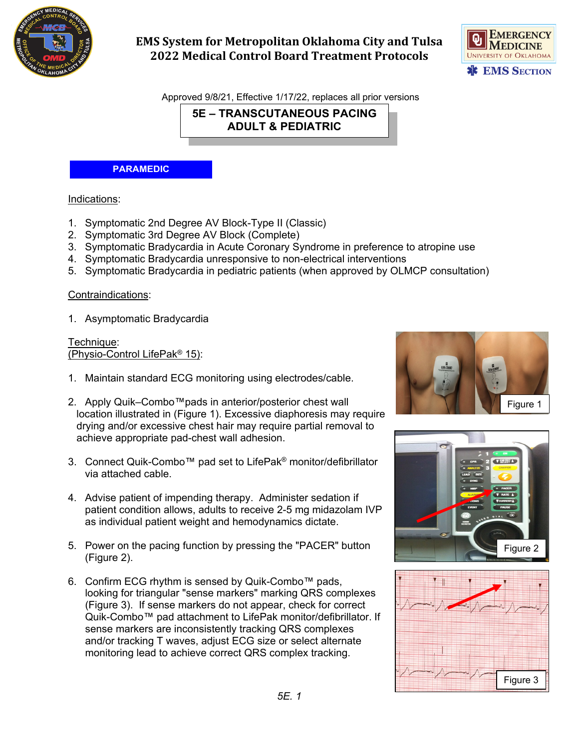EMS System for Metropolitan Oklahoma City and Tulsa
2022 Medical Control Board Treatment Protocols

Approved 9/8/21, Effective 1/17/22, replaces all prior versions

# 5E – TRANSCUTANEOUS PACING ADULT & PEDIATRIC

**PARAMEDIC**

Indications:

1. Symptomatic 2nd Degree AV Block-Type II (Classic)
2. Symptomatic 3rd Degree AV Block (Complete)
3. Symptomatic Bradycardia in Acute Coronary Syndrome in preference to atropine use
4. Symptomatic Bradycardia unresponsive to non-electrical interventions
5. Symptomatic Bradycardia in pediatric patients (when approved by OLMCP consultation)

Contraindications:

1. Asymptomatic Bradycardia

Technique:
(Physio-Control LifePak® 15):

1. Maintain standard ECG monitoring using electrodes/cable.

2. Apply Quik–Combo™pads in anterior/posterior chest wall location illustrated in (Figure 1). Excessive diaphoresis may require drying and/or excessive chest hair may require partial removal to achieve appropriate pad-chest wall adhesion.

3. Connect Quik-Combo™ pad set to LifePak® monitor/defibrillator via attached cable.

4. Advise patient of impending therapy. Administer sedation if patient condition allows, adults to receive 2-5 mg midazolam IVP as individual patient weight and hemodynamics dictate.

5. Power on the pacing function by pressing the "PACER" button (Figure 2).

6. Confirm ECG rhythm is sensed by Quik-Combo™ pads, looking for triangular "sense markers" marking QRS complexes (Figure 3). If sense markers do not appear, check for correct Quik-Combo™ pad attachment to LifePak monitor/defibrillator. If sense markers are inconsistently tracking QRS complexes and/or tracking T waves, adjust ECG size or select alternate monitoring lead to achieve correct QRS complex tracking.

Figure 1

Figure 2

Figure 3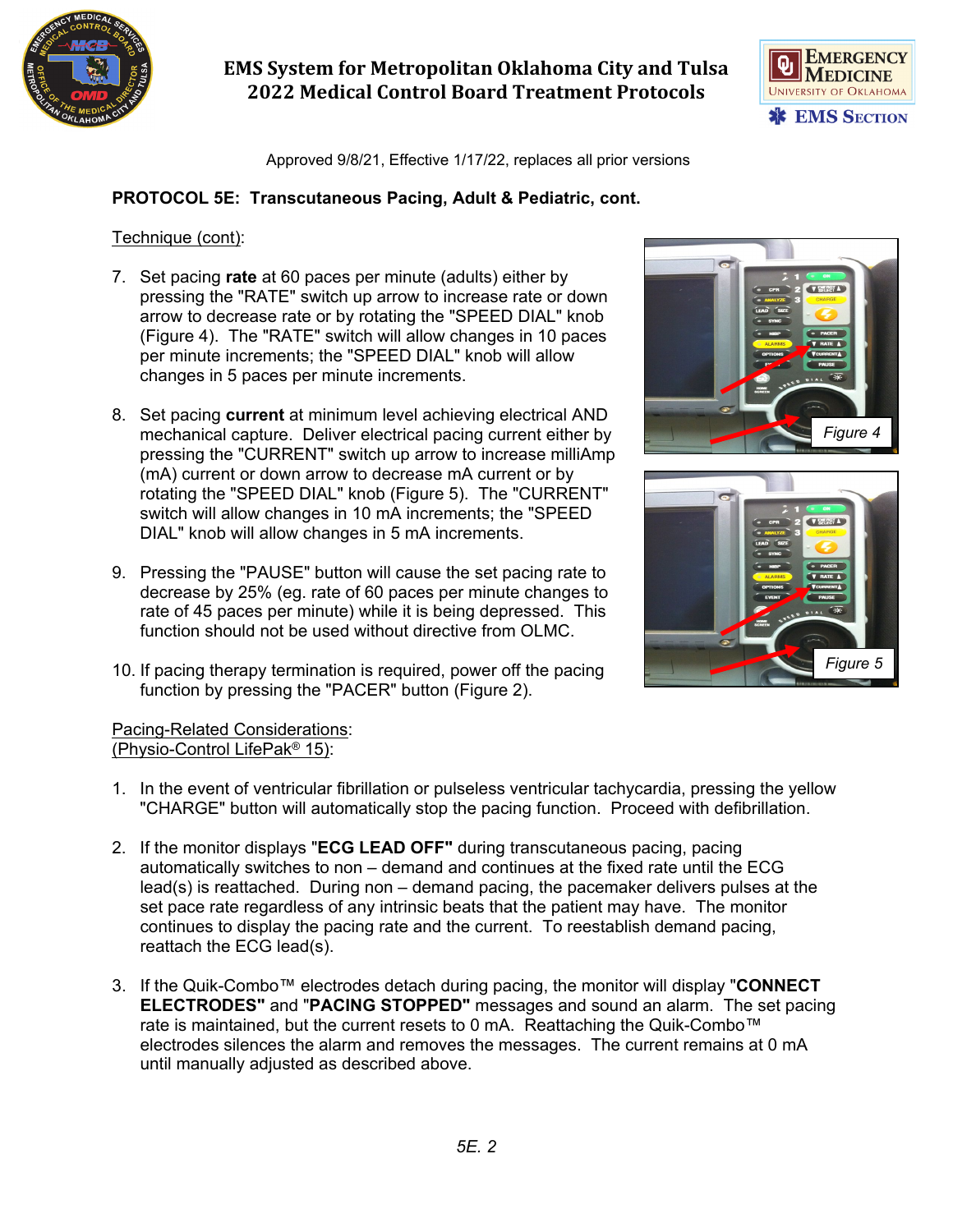Approved 9/8/21, Effective 1/17/22, replaces all prior versions

## PROTOCOL 5E: Transcutaneous Pacing, Adult & Pediatric, cont.

Technique (cont):

7. Set pacing **rate** at 60 paces per minute (adults) either by pressing the "RATE" switch up arrow to increase rate or down arrow to decrease rate or by rotating the "SPEED DIAL" knob (Figure 4). The "RATE" switch will allow changes in 10 paces per minute increments; the "SPEED DIAL" knob will allow changes in 5 paces per minute increments.

8. Set pacing **current** at minimum level achieving electrical AND mechanical capture. Deliver electrical pacing current either by pressing the "CURRENT" switch up arrow to increase milliAmp (mA) current or down arrow to decrease mA current or by rotating the "SPEED DIAL" knob (Figure 5). The "CURRENT" switch will allow changes in 10 mA increments; the "SPEED DIAL" knob will allow changes in 5 mA increments.

9. Pressing the "PAUSE" button will cause the set pacing rate to decrease by 25% (eg. rate of 60 paces per minute changes to rate of 45 paces per minute) while it is being depressed. This function should not be used without directive from OLMC.

10. If pacing therapy termination is required, power off the pacing function by pressing the "PACER" button (Figure 2).

Figure 4

Figure 5

Pacing-Related Considerations:
(Physio-Control LifePak® 15):

1. In the event of ventricular fibrillation or pulseless ventricular tachycardia, pressing the yellow "CHARGE" button will automatically stop the pacing function. Proceed with defibrillation.

2. If the monitor displays "**ECG LEAD OFF"** during transcutaneous pacing, pacing automatically switches to non – demand and continues at the fixed rate until the ECG lead(s) is reattached. During non – demand pacing, the pacemaker delivers pulses at the set pace rate regardless of any intrinsic beats that the patient may have. The monitor continues to display the pacing rate and the current. To reestablish demand pacing, reattach the ECG lead(s).

3. If the Quik-Combo™ electrodes detach during pacing, the monitor will display "**CONNECT ELECTRODES"** and "**PACING STOPPED"** messages and sound an alarm. The set pacing rate is maintained, but the current resets to 0 mA. Reattaching the Quik-Combo™ electrodes silences the alarm and removes the messages. The current remains at 0 mA until manually adjusted as described above.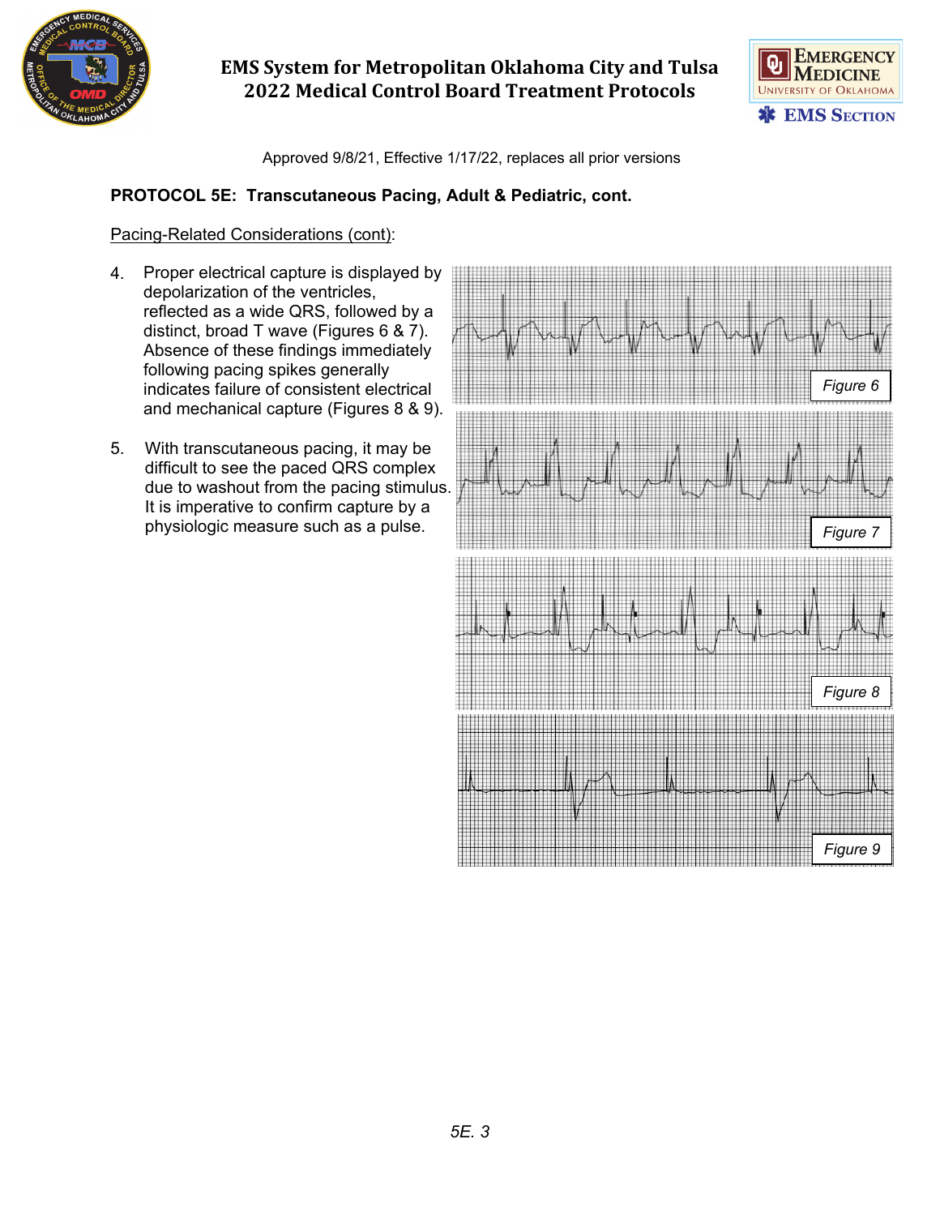Approved 9/8/21, Effective 1/17/22, replaces all prior versions

**PROTOCOL 5E: Transcutaneous Pacing, Adult & Pediatric, cont.**

Pacing-Related Considerations (cont):

4. Proper electrical capture is displayed by depolarization of the ventricles, reflected as a wide QRS, followed by a distinct, broad T wave (Figures 6 & 7). Absence of these findings immediately following pacing spikes generally indicates failure of consistent electrical and mechanical capture (Figures 8 & 9).

5. With transcutaneous pacing, it may be difficult to see the paced QRS complex due to washout from the pacing stimulus. It is imperative to confirm capture by a physiologic measure such as a pulse.

*Figure 6*

*Figure 7*

*Figure 8*

*Figure 9*